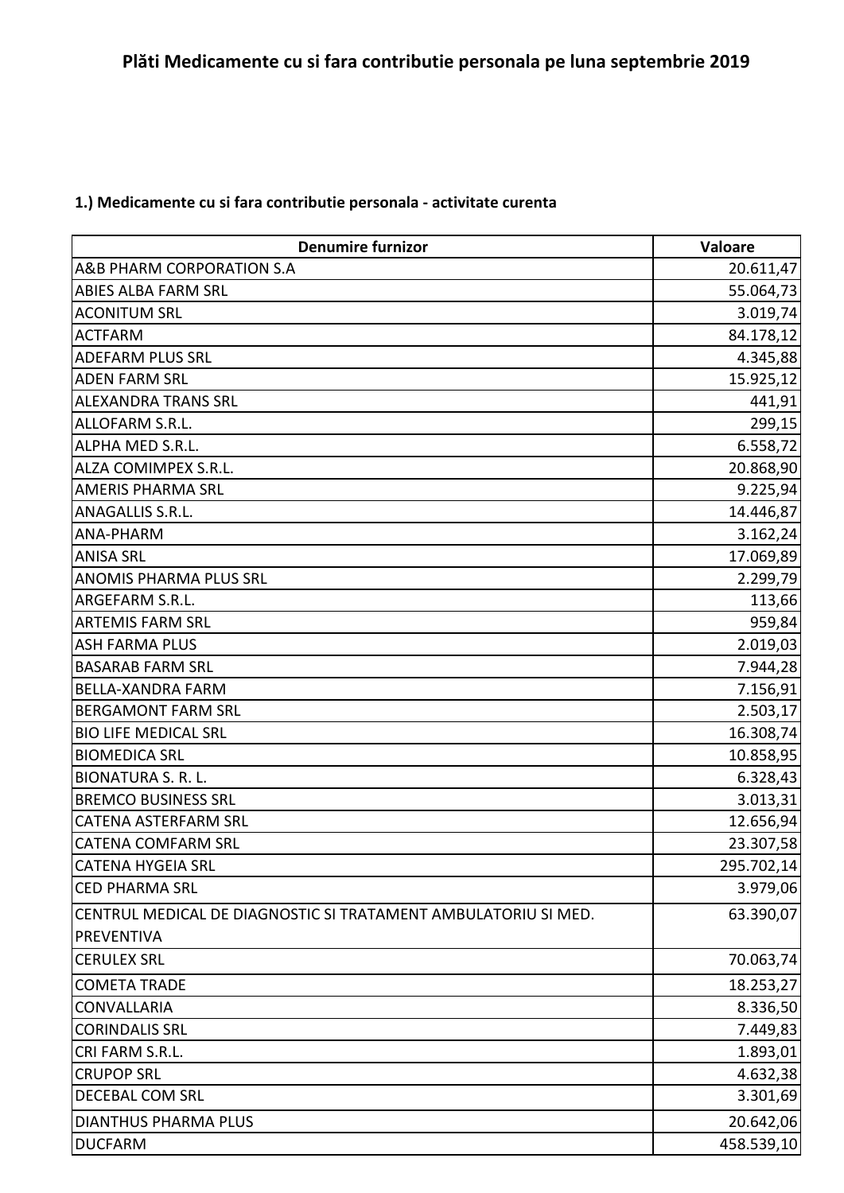# Plăti Medicamente cu si fara contributie personala pe luna septembrie 2019

**1.) Medicamente cu si fara contributie personala - activitate curenta**

| Denumire furnizor | Valoare |
|---|---|
| A&B PHARM CORPORATION S.A | 20.611,47 |
| ABIES ALBA FARM SRL | 55.064,73 |
| ACONITUM SRL | 3.019,74 |
| ACTFARM | 84.178,12 |
| ADEFARM PLUS SRL | 4.345,88 |
| ADEN FARM SRL | 15.925,12 |
| ALEXANDRA TRANS SRL | 441,91 |
| ALLOFARM S.R.L. | 299,15 |
| ALPHA MED S.R.L. | 6.558,72 |
| ALZA COMIMPEX S.R.L. | 20.868,90 |
| AMERIS PHARMA SRL | 9.225,94 |
| ANAGALLIS S.R.L. | 14.446,87 |
| ANA-PHARM | 3.162,24 |
| ANISA SRL | 17.069,89 |
| ANOMIS PHARMA PLUS SRL | 2.299,79 |
| ARGEFARM S.R.L. | 113,66 |
| ARTEMIS FARM SRL | 959,84 |
| ASH FARMA PLUS | 2.019,03 |
| BASARAB FARM SRL | 7.944,28 |
| BELLA-XANDRA FARM | 7.156,91 |
| BERGAMONT FARM SRL | 2.503,17 |
| BIO LIFE MEDICAL SRL | 16.308,74 |
| BIOMEDICA SRL | 10.858,95 |
| BIONATURA S. R. L. | 6.328,43 |
| BREMCO BUSINESS SRL | 3.013,31 |
| CATENA ASTERFARM SRL | 12.656,94 |
| CATENA COMFARM SRL | 23.307,58 |
| CATENA HYGEIA SRL | 295.702,14 |
| CED PHARMA SRL | 3.979,06 |
| CENTRUL MEDICAL DE DIAGNOSTIC SI TRATAMENT AMBULATORIU SI MED. PREVENTIVA | 63.390,07 |
| CERULEX SRL | 70.063,74 |
| COMETA TRADE | 18.253,27 |
| CONVALLARIA | 8.336,50 |
| CORINDALIS SRL | 7.449,83 |
| CRI FARM S.R.L. | 1.893,01 |
| CRUPOP SRL | 4.632,38 |
| DECEBAL COM SRL | 3.301,69 |
| DIANTHUS PHARMA PLUS | 20.642,06 |
| DUCFARM | 458.539,10 |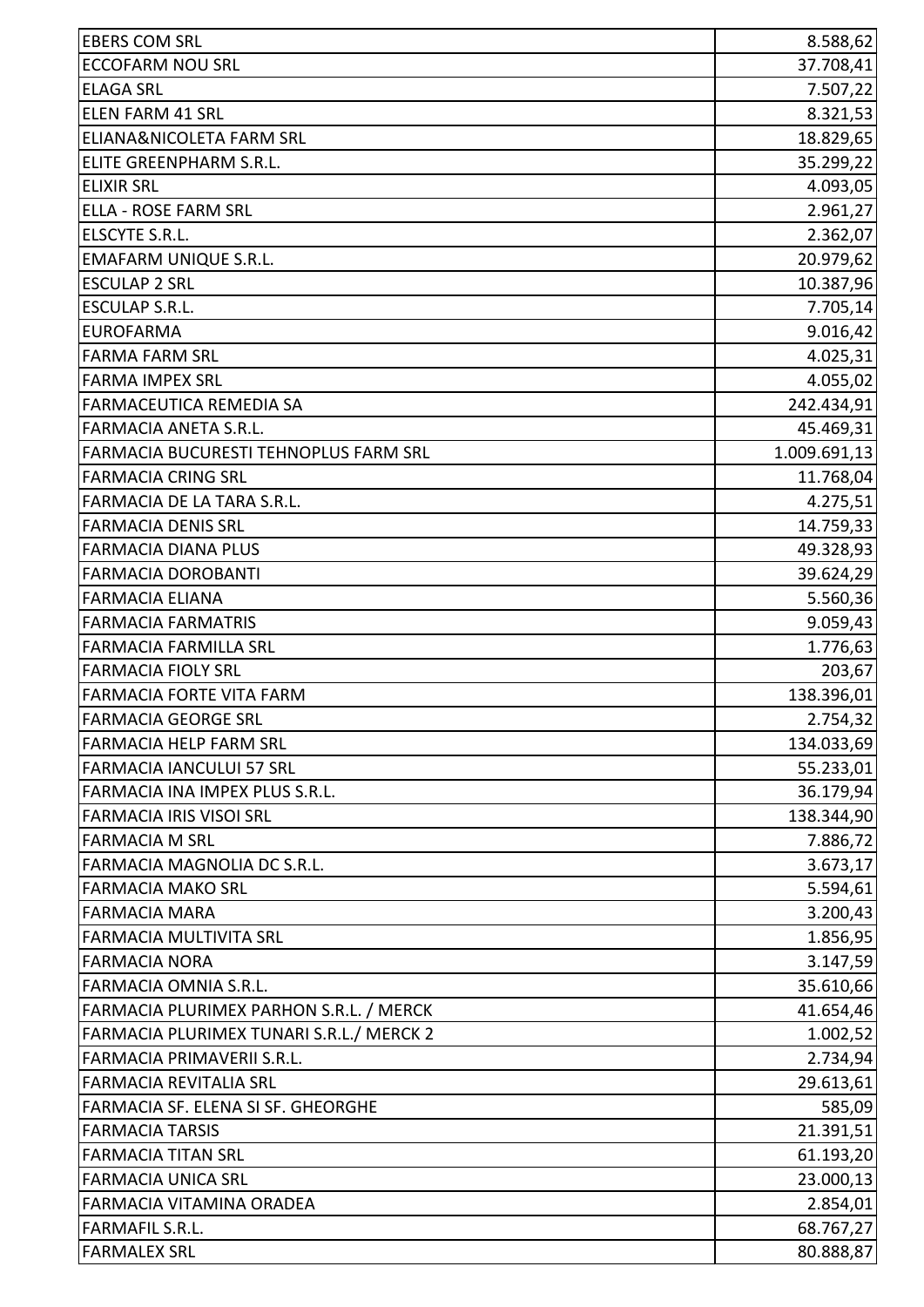| | |
|---|---|
| EBERS COM SRL | 8.588,62 |
| ECCOFARM NOU SRL | 37.708,41 |
| ELAGA SRL | 7.507,22 |
| ELEN FARM 41 SRL | 8.321,53 |
| ELIANA&NICOLETA FARM SRL | 18.829,65 |
| ELITE GREENPHARM S.R.L. | 35.299,22 |
| ELIXIR SRL | 4.093,05 |
| ELLA - ROSE FARM SRL | 2.961,27 |
| ELSCYTE S.R.L. | 2.362,07 |
| EMAFARM UNIQUE S.R.L. | 20.979,62 |
| ESCULAP 2 SRL | 10.387,96 |
| ESCULAP S.R.L. | 7.705,14 |
| EUROFARMA | 9.016,42 |
| FARMA FARM SRL | 4.025,31 |
| FARMA IMPEX SRL | 4.055,02 |
| FARMACEUTICA REMEDIA SA | 242.434,91 |
| FARMACIA ANETA S.R.L. | 45.469,31 |
| FARMACIA BUCURESTI TEHNOPLUS FARM SRL | 1.009.691,13 |
| FARMACIA CRING SRL | 11.768,04 |
| FARMACIA DE LA TARA S.R.L. | 4.275,51 |
| FARMACIA DENIS SRL | 14.759,33 |
| FARMACIA DIANA PLUS | 49.328,93 |
| FARMACIA DOROBANTI | 39.624,29 |
| FARMACIA ELIANA | 5.560,36 |
| FARMACIA FARMATRIS | 9.059,43 |
| FARMACIA FARMILLA SRL | 1.776,63 |
| FARMACIA FIOLY SRL | 203,67 |
| FARMACIA FORTE VITA FARM | 138.396,01 |
| FARMACIA GEORGE SRL | 2.754,32 |
| FARMACIA HELP FARM SRL | 134.033,69 |
| FARMACIA IANCULUI 57 SRL | 55.233,01 |
| FARMACIA INA IMPEX PLUS S.R.L. | 36.179,94 |
| FARMACIA IRIS VISOI SRL | 138.344,90 |
| FARMACIA M SRL | 7.886,72 |
| FARMACIA MAGNOLIA DC S.R.L. | 3.673,17 |
| FARMACIA MAKO SRL | 5.594,61 |
| FARMACIA MARA | 3.200,43 |
| FARMACIA MULTIVITA SRL | 1.856,95 |
| FARMACIA NORA | 3.147,59 |
| FARMACIA OMNIA S.R.L. | 35.610,66 |
| FARMACIA PLURIMEX PARHON S.R.L. / MERCK | 41.654,46 |
| FARMACIA PLURIMEX TUNARI S.R.L./ MERCK 2 | 1.002,52 |
| FARMACIA PRIMAVERII S.R.L. | 2.734,94 |
| FARMACIA REVITALIA SRL | 29.613,61 |
| FARMACIA SF. ELENA SI SF. GHEORGHE | 585,09 |
| FARMACIA TARSIS | 21.391,51 |
| FARMACIA TITAN SRL | 61.193,20 |
| FARMACIA UNICA SRL | 23.000,13 |
| FARMACIA VITAMINA ORADEA | 2.854,01 |
| FARMAFIL S.R.L. | 68.767,27 |
| FARMALEX SRL | 80.888,87 |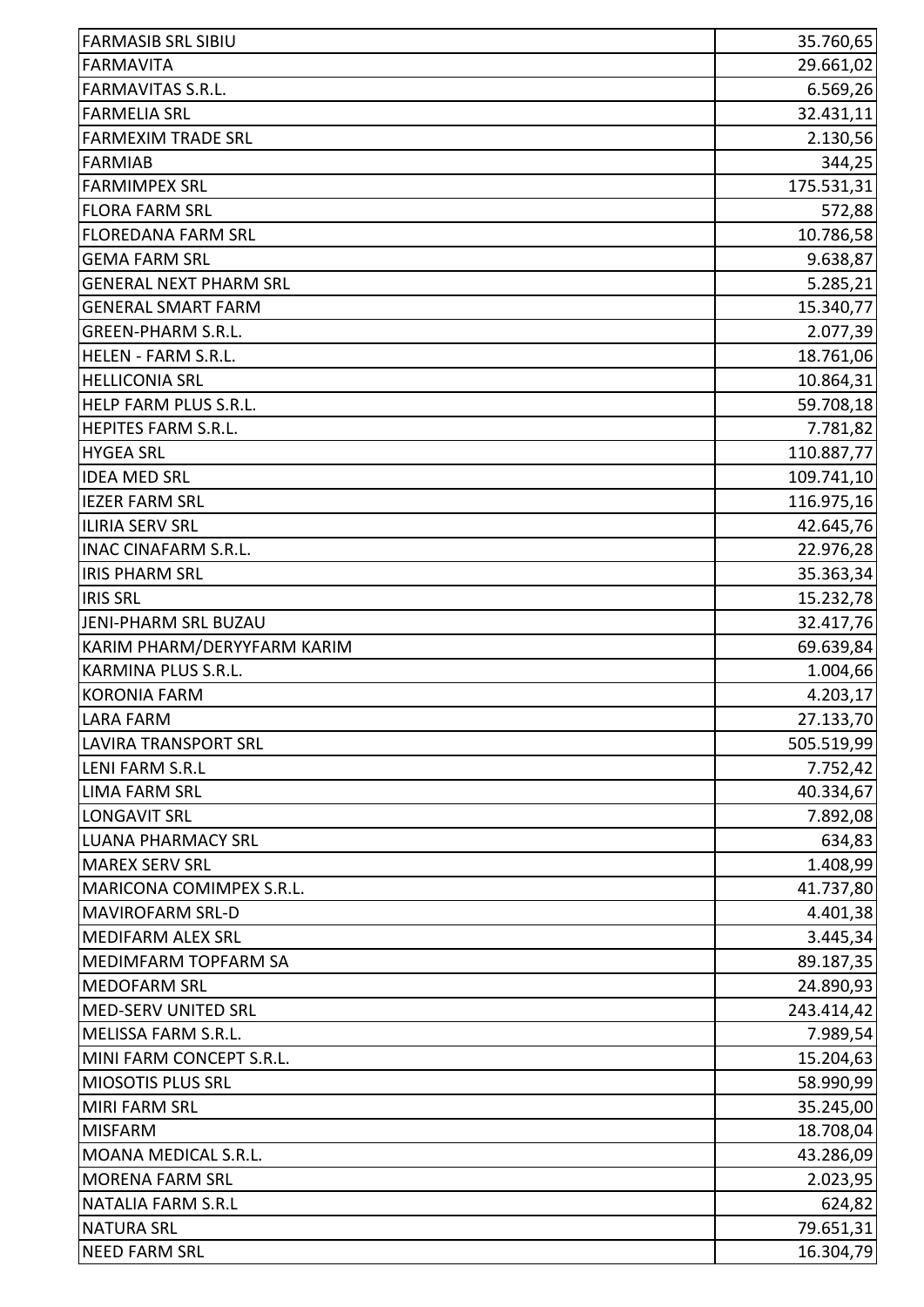| | |
|---|---:|
| FARMASIB SRL SIBIU | 35.760,65 |
| FARMAVITA | 29.661,02 |
| FARMAVITAS S.R.L. | 6.569,26 |
| FARMELIA SRL | 32.431,11 |
| FARMEXIM TRADE SRL | 2.130,56 |
| FARMIAB | 344,25 |
| FARMIMPEX SRL | 175.531,31 |
| FLORA FARM SRL | 572,88 |
| FLOREDANA FARM SRL | 10.786,58 |
| GEMA FARM SRL | 9.638,87 |
| GENERAL NEXT PHARM SRL | 5.285,21 |
| GENERAL SMART FARM | 15.340,77 |
| GREEN-PHARM S.R.L. | 2.077,39 |
| HELEN - FARM S.R.L. | 18.761,06 |
| HELLICONIA SRL | 10.864,31 |
| HELP FARM PLUS S.R.L. | 59.708,18 |
| HEPITES FARM S.R.L. | 7.781,82 |
| HYGEA SRL | 110.887,77 |
| IDEA MED SRL | 109.741,10 |
| IEZER FARM SRL | 116.975,16 |
| ILIRIA SERV SRL | 42.645,76 |
| INAC CINAFARM S.R.L. | 22.976,28 |
| IRIS PHARM SRL | 35.363,34 |
| IRIS SRL | 15.232,78 |
| JENI-PHARM SRL BUZAU | 32.417,76 |
| KARIM PHARM/DERYYFARM KARIM | 69.639,84 |
| KARMINA PLUS S.R.L. | 1.004,66 |
| KORONIA FARM | 4.203,17 |
| LARA FARM | 27.133,70 |
| LAVIRA TRANSPORT SRL | 505.519,99 |
| LENI FARM S.R.L | 7.752,42 |
| LIMA FARM SRL | 40.334,67 |
| LONGAVIT SRL | 7.892,08 |
| LUANA PHARMACY SRL | 634,83 |
| MAREX SERV SRL | 1.408,99 |
| MARICONA COMIMPEX S.R.L. | 41.737,80 |
| MAVIROFARM SRL-D | 4.401,38 |
| MEDIFARM ALEX SRL | 3.445,34 |
| MEDIMFARM TOPFARM SA | 89.187,35 |
| MEDOFARM SRL | 24.890,93 |
| MED-SERV UNITED SRL | 243.414,42 |
| MELISSA FARM S.R.L. | 7.989,54 |
| MINI FARM CONCEPT S.R.L. | 15.204,63 |
| MIOSOTIS PLUS SRL | 58.990,99 |
| MIRI FARM SRL | 35.245,00 |
| MISFARM | 18.708,04 |
| MOANA MEDICAL S.R.L. | 43.286,09 |
| MORENA FARM SRL | 2.023,95 |
| NATALIA FARM S.R.L | 624,82 |
| NATURA SRL | 79.651,31 |
| NEED FARM SRL | 16.304,79 |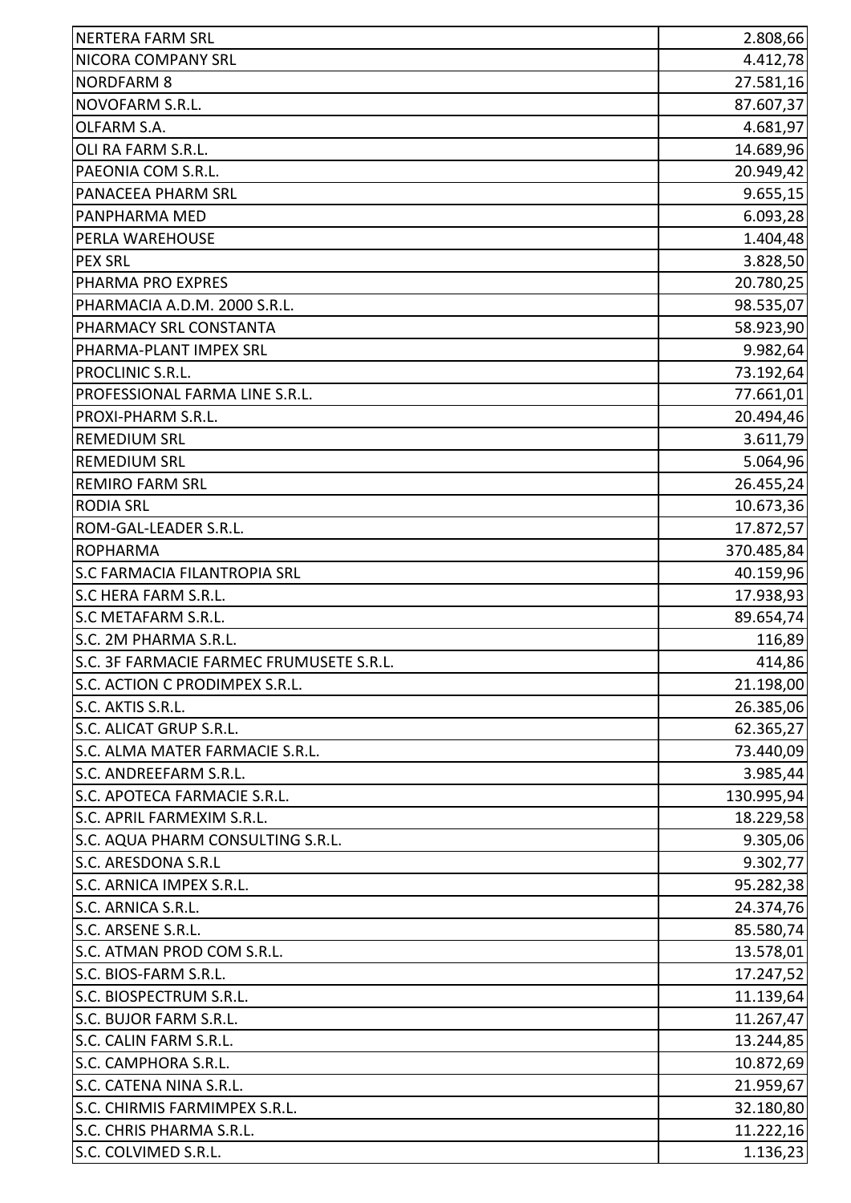| | |
|---|---|
| NERTERA FARM SRL | 2.808,66 |
| NICORA COMPANY SRL | 4.412,78 |
| NORDFARM 8 | 27.581,16 |
| NOVOFARM S.R.L. | 87.607,37 |
| OLFARM S.A. | 4.681,97 |
| OLI RA FARM S.R.L. | 14.689,96 |
| PAEONIA COM S.R.L. | 20.949,42 |
| PANACEEA PHARM SRL | 9.655,15 |
| PANPHARMA MED | 6.093,28 |
| PERLA WAREHOUSE | 1.404,48 |
| PEX SRL | 3.828,50 |
| PHARMA PRO EXPRES | 20.780,25 |
| PHARMACIA A.D.M. 2000 S.R.L. | 98.535,07 |
| PHARMACY SRL CONSTANTA | 58.923,90 |
| PHARMA-PLANT IMPEX SRL | 9.982,64 |
| PROCLINIC S.R.L. | 73.192,64 |
| PROFESSIONAL FARMA LINE S.R.L. | 77.661,01 |
| PROXI-PHARM S.R.L. | 20.494,46 |
| REMEDIUM SRL | 3.611,79 |
| REMEDIUM SRL | 5.064,96 |
| REMIRO FARM SRL | 26.455,24 |
| RODIA SRL | 10.673,36 |
| ROM-GAL-LEADER S.R.L. | 17.872,57 |
| ROPHARMA | 370.485,84 |
| S.C FARMACIA FILANTROPIA SRL | 40.159,96 |
| S.C HERA FARM S.R.L. | 17.938,93 |
| S.C METAFARM S.R.L. | 89.654,74 |
| S.C. 2M PHARMA S.R.L. | 116,89 |
| S.C. 3F FARMACIE FARMEC FRUMUSETE S.R.L. | 414,86 |
| S.C. ACTION C PRODIMPEX S.R.L. | 21.198,00 |
| S.C. AKTIS S.R.L. | 26.385,06 |
| S.C. ALICAT GRUP S.R.L. | 62.365,27 |
| S.C. ALMA MATER FARMACIE S.R.L. | 73.440,09 |
| S.C. ANDREEFARM S.R.L. | 3.985,44 |
| S.C. APOTECA FARMACIE S.R.L. | 130.995,94 |
| S.C. APRIL FARMEXIM S.R.L. | 18.229,58 |
| S.C. AQUA PHARM CONSULTING S.R.L. | 9.305,06 |
| S.C. ARESDONA S.R.L | 9.302,77 |
| S.C. ARNICA IMPEX S.R.L. | 95.282,38 |
| S.C. ARNICA S.R.L. | 24.374,76 |
| S.C. ARSENE S.R.L. | 85.580,74 |
| S.C. ATMAN PROD COM S.R.L. | 13.578,01 |
| S.C. BIOS-FARM S.R.L. | 17.247,52 |
| S.C. BIOSPECTRUM S.R.L. | 11.139,64 |
| S.C. BUJOR FARM S.R.L. | 11.267,47 |
| S.C. CALIN FARM S.R.L. | 13.244,85 |
| S.C. CAMPHORA S.R.L. | 10.872,69 |
| S.C. CATENA NINA S.R.L. | 21.959,67 |
| S.C. CHIRMIS FARMIMPEX S.R.L. | 32.180,80 |
| S.C. CHRIS PHARMA S.R.L. | 11.222,16 |
| S.C. COLVIMED S.R.L. | 1.136,23 |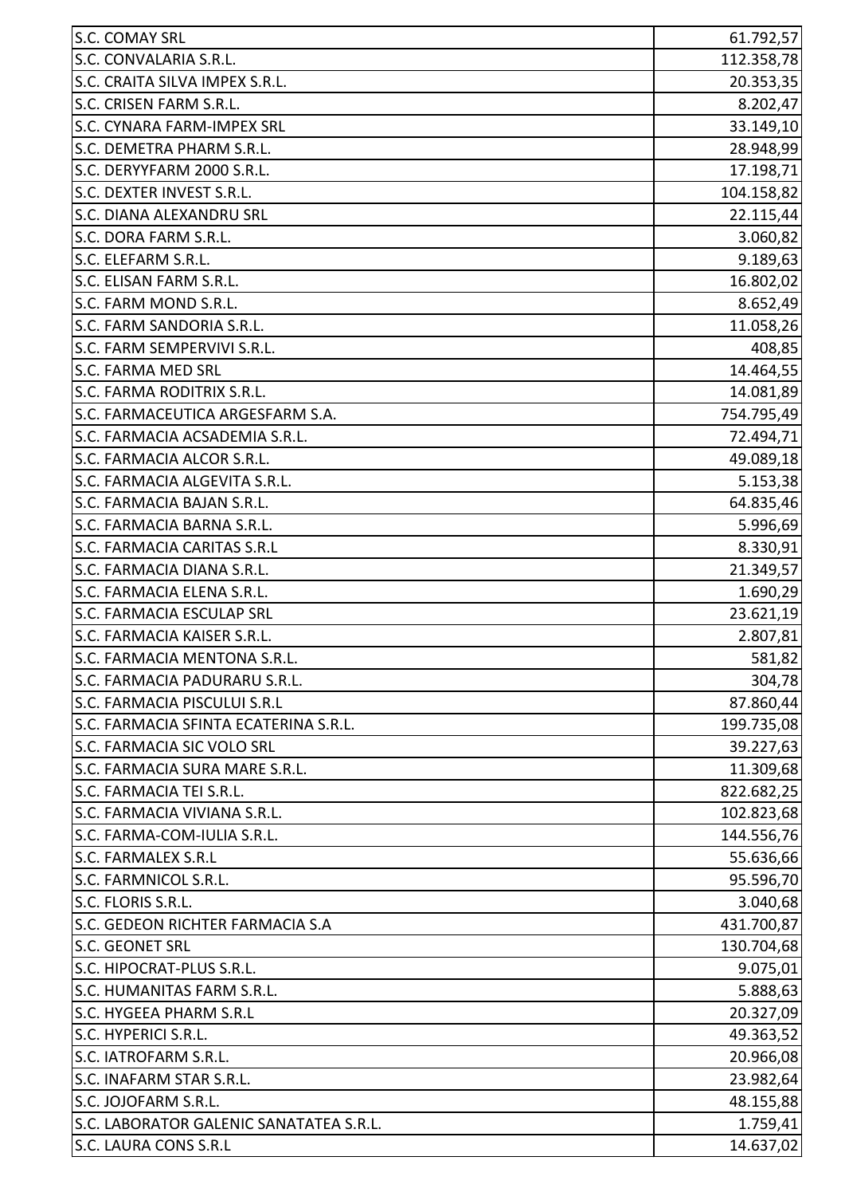| S.C. COMAY SRL | 61.792,57 |
|---|---|
| S.C. CONVALARIA S.R.L. | 112.358,78 |
| S.C. CRAITA SILVA IMPEX S.R.L. | 20.353,35 |
| S.C. CRISEN FARM S.R.L. | 8.202,47 |
| S.C. CYNARA FARM-IMPEX SRL | 33.149,10 |
| S.C. DEMETRA PHARM S.R.L. | 28.948,99 |
| S.C. DERYYFARM 2000 S.R.L. | 17.198,71 |
| S.C. DEXTER INVEST S.R.L. | 104.158,82 |
| S.C. DIANA ALEXANDRU SRL | 22.115,44 |
| S.C. DORA FARM S.R.L. | 3.060,82 |
| S.C. ELEFARM S.R.L. | 9.189,63 |
| S.C. ELISAN FARM S.R.L. | 16.802,02 |
| S.C. FARM MOND S.R.L. | 8.652,49 |
| S.C. FARM SANDORIA S.R.L. | 11.058,26 |
| S.C. FARM SEMPERVIVI S.R.L. | 408,85 |
| S.C. FARMA MED SRL | 14.464,55 |
| S.C. FARMA RODITRIX S.R.L. | 14.081,89 |
| S.C. FARMACEUTICA ARGESFARM S.A. | 754.795,49 |
| S.C. FARMACIA ACSADEMIA S.R.L. | 72.494,71 |
| S.C. FARMACIA ALCOR S.R.L. | 49.089,18 |
| S.C. FARMACIA ALGEVITA S.R.L. | 5.153,38 |
| S.C. FARMACIA BAJAN S.R.L. | 64.835,46 |
| S.C. FARMACIA BARNA S.R.L. | 5.996,69 |
| S.C. FARMACIA CARITAS S.R.L | 8.330,91 |
| S.C. FARMACIA DIANA S.R.L. | 21.349,57 |
| S.C. FARMACIA ELENA S.R.L. | 1.690,29 |
| S.C. FARMACIA ESCULAP SRL | 23.621,19 |
| S.C. FARMACIA KAISER S.R.L. | 2.807,81 |
| S.C. FARMACIA MENTONA S.R.L. | 581,82 |
| S.C. FARMACIA PADURARU S.R.L. | 304,78 |
| S.C. FARMACIA PISCULUI S.R.L | 87.860,44 |
| S.C. FARMACIA SFINTA ECATERINA S.R.L. | 199.735,08 |
| S.C. FARMACIA SIC VOLO SRL | 39.227,63 |
| S.C. FARMACIA SURA MARE S.R.L. | 11.309,68 |
| S.C. FARMACIA TEI S.R.L. | 822.682,25 |
| S.C. FARMACIA VIVIANA S.R.L. | 102.823,68 |
| S.C. FARMA-COM-IULIA S.R.L. | 144.556,76 |
| S.C. FARMALEX S.R.L | 55.636,66 |
| S.C. FARMNICOL S.R.L. | 95.596,70 |
| S.C. FLORIS S.R.L. | 3.040,68 |
| S.C. GEDEON RICHTER FARMACIA S.A | 431.700,87 |
| S.C. GEONET SRL | 130.704,68 |
| S.C. HIPOCRAT-PLUS S.R.L. | 9.075,01 |
| S.C. HUMANITAS FARM S.R.L. | 5.888,63 |
| S.C. HYGEEA PHARM S.R.L | 20.327,09 |
| S.C. HYPERICI S.R.L. | 49.363,52 |
| S.C. IATROFARM S.R.L. | 20.966,08 |
| S.C. INAFARM STAR S.R.L. | 23.982,64 |
| S.C. JOJOFARM S.R.L. | 48.155,88 |
| S.C. LABORATOR GALENIC SANATATEA S.R.L. | 1.759,41 |
| S.C. LAURA CONS S.R.L | 14.637,02 |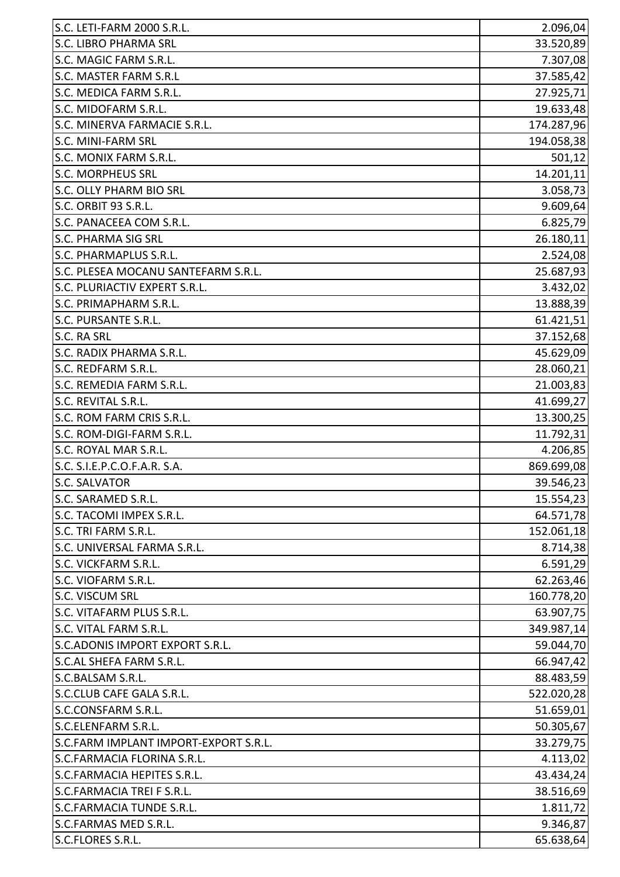| | |
|---|---|
| S.C. LETI-FARM 2000 S.R.L. | 2.096,04 |
| S.C. LIBRO PHARMA SRL | 33.520,89 |
| S.C. MAGIC FARM S.R.L. | 7.307,08 |
| S.C. MASTER FARM S.R.L | 37.585,42 |
| S.C. MEDICA FARM S.R.L. | 27.925,71 |
| S.C. MIDOFARM S.R.L. | 19.633,48 |
| S.C. MINERVA FARMACIE S.R.L. | 174.287,96 |
| S.C. MINI-FARM SRL | 194.058,38 |
| S.C. MONIX FARM S.R.L. | 501,12 |
| S.C. MORPHEUS SRL | 14.201,11 |
| S.C. OLLY PHARM BIO SRL | 3.058,73 |
| S.C. ORBIT 93 S.R.L. | 9.609,64 |
| S.C. PANACEEA COM S.R.L. | 6.825,79 |
| S.C. PHARMA SIG SRL | 26.180,11 |
| S.C. PHARMAPLUS S.R.L. | 2.524,08 |
| S.C. PLESEA MOCANU SANTEFARM S.R.L. | 25.687,93 |
| S.C. PLURIACTIV EXPERT S.R.L. | 3.432,02 |
| S.C. PRIMAPHARM S.R.L. | 13.888,39 |
| S.C. PURSANTE S.R.L. | 61.421,51 |
| S.C. RA SRL | 37.152,68 |
| S.C. RADIX PHARMA S.R.L. | 45.629,09 |
| S.C. REDFARM S.R.L. | 28.060,21 |
| S.C. REMEDIA FARM S.R.L. | 21.003,83 |
| S.C. REVITAL S.R.L. | 41.699,27 |
| S.C. ROM FARM CRIS S.R.L. | 13.300,25 |
| S.C. ROM-DIGI-FARM S.R.L. | 11.792,31 |
| S.C. ROYAL MAR S.R.L. | 4.206,85 |
| S.C. S.I.E.P.C.O.F.A.R. S.A. | 869.699,08 |
| S.C. SALVATOR | 39.546,23 |
| S.C. SARAMED S.R.L. | 15.554,23 |
| S.C. TACOMI IMPEX S.R.L. | 64.571,78 |
| S.C. TRI FARM S.R.L. | 152.061,18 |
| S.C. UNIVERSAL FARMA S.R.L. | 8.714,38 |
| S.C. VICKFARM S.R.L. | 6.591,29 |
| S.C. VIOFARM S.R.L. | 62.263,46 |
| S.C. VISCUM SRL | 160.778,20 |
| S.C. VITAFARM PLUS S.R.L. | 63.907,75 |
| S.C. VITAL FARM S.R.L. | 349.987,14 |
| S.C.ADONIS IMPORT EXPORT S.R.L. | 59.044,70 |
| S.C.AL SHEFA FARM S.R.L. | 66.947,42 |
| S.C.BALSAM S.R.L. | 88.483,59 |
| S.C.CLUB CAFE GALA S.R.L. | 522.020,28 |
| S.C.CONSFARM S.R.L. | 51.659,01 |
| S.C.ELENFARM S.R.L. | 50.305,67 |
| S.C.FARM IMPLANT IMPORT-EXPORT S.R.L. | 33.279,75 |
| S.C.FARMACIA FLORINA S.R.L. | 4.113,02 |
| S.C.FARMACIA HEPITES S.R.L. | 43.434,24 |
| S.C.FARMACIA TREI F S.R.L. | 38.516,69 |
| S.C.FARMACIA TUNDE S.R.L. | 1.811,72 |
| S.C.FARMAS MED S.R.L. | 9.346,87 |
| S.C.FLORES S.R.L. | 65.638,64 |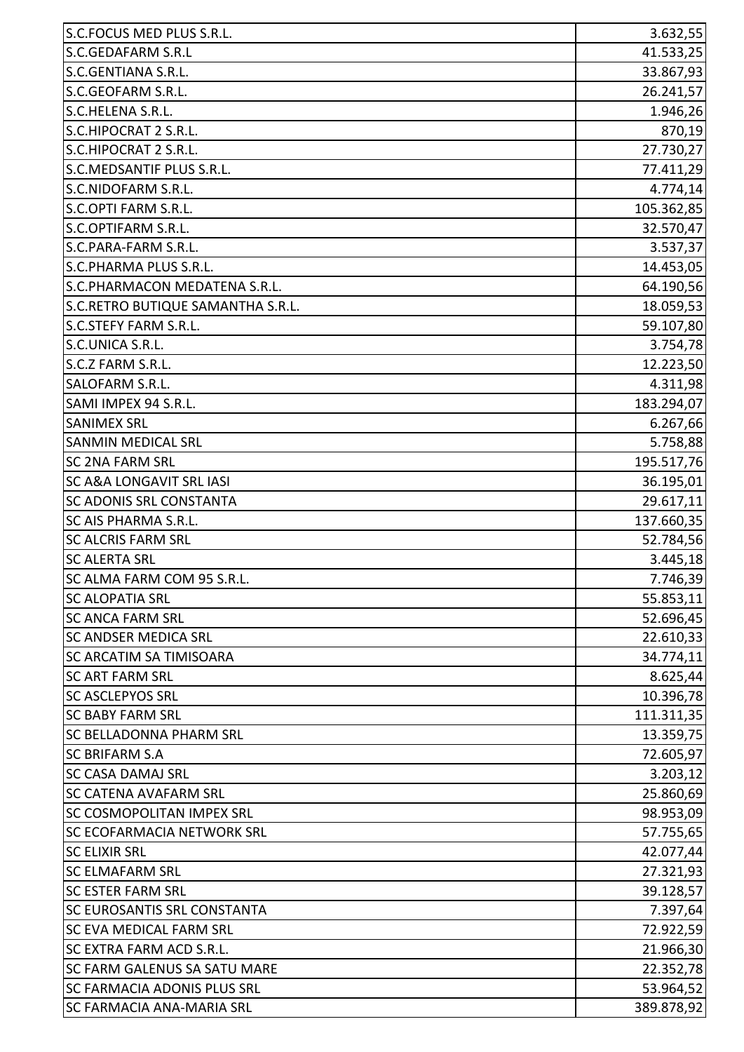| | |
|---|---|
| S.C.FOCUS MED PLUS S.R.L. | 3.632,55 |
| S.C.GEDAFARM S.R.L | 41.533,25 |
| S.C.GENTIANA S.R.L. | 33.867,93 |
| S.C.GEOFARM S.R.L. | 26.241,57 |
| S.C.HELENA S.R.L. | 1.946,26 |
| S.C.HIPOCRAT 2 S.R.L. | 870,19 |
| S.C.HIPOCRAT 2 S.R.L. | 27.730,27 |
| S.C.MEDSANTIF PLUS S.R.L. | 77.411,29 |
| S.C.NIDOFARM S.R.L. | 4.774,14 |
| S.C.OPTI FARM S.R.L. | 105.362,85 |
| S.C.OPTIFARM S.R.L. | 32.570,47 |
| S.C.PARA-FARM S.R.L. | 3.537,37 |
| S.C.PHARMA PLUS S.R.L. | 14.453,05 |
| S.C.PHARMACON MEDATENA S.R.L. | 64.190,56 |
| S.C.RETRO BUTIQUE SAMANTHA S.R.L. | 18.059,53 |
| S.C.STEFY FARM S.R.L. | 59.107,80 |
| S.C.UNICA S.R.L. | 3.754,78 |
| S.C.Z FARM S.R.L. | 12.223,50 |
| SALOFARM S.R.L. | 4.311,98 |
| SAMI IMPEX 94 S.R.L. | 183.294,07 |
| SANIMEX SRL | 6.267,66 |
| SANMIN MEDICAL SRL | 5.758,88 |
| SC 2NA FARM SRL | 195.517,76 |
| SC A&A LONGAVIT SRL IASI | 36.195,01 |
| SC ADONIS SRL CONSTANTA | 29.617,11 |
| SC AIS PHARMA S.R.L. | 137.660,35 |
| SC ALCRIS FARM SRL | 52.784,56 |
| SC ALERTA SRL | 3.445,18 |
| SC ALMA FARM COM 95 S.R.L. | 7.746,39 |
| SC ALOPATIA SRL | 55.853,11 |
| SC ANCA FARM SRL | 52.696,45 |
| SC ANDSER MEDICA SRL | 22.610,33 |
| SC ARCATIM SA TIMISOARA | 34.774,11 |
| SC ART FARM SRL | 8.625,44 |
| SC ASCLEPYOS SRL | 10.396,78 |
| SC BABY FARM SRL | 111.311,35 |
| SC BELLADONNA PHARM SRL | 13.359,75 |
| SC BRIFARM S.A | 72.605,97 |
| SC CASA DAMAJ SRL | 3.203,12 |
| SC CATENA AVAFARM SRL | 25.860,69 |
| SC COSMOPOLITAN IMPEX SRL | 98.953,09 |
| SC ECOFARMACIA NETWORK SRL | 57.755,65 |
| SC ELIXIR SRL | 42.077,44 |
| SC ELMAFARM SRL | 27.321,93 |
| SC ESTER FARM SRL | 39.128,57 |
| SC EUROSANTIS SRL CONSTANTA | 7.397,64 |
| SC EVA MEDICAL FARM SRL | 72.922,59 |
| SC EXTRA FARM ACD S.R.L. | 21.966,30 |
| SC FARM GALENUS SA SATU MARE | 22.352,78 |
| SC FARMACIA ADONIS PLUS SRL | 53.964,52 |
| SC FARMACIA ANA-MARIA SRL | 389.878,92 |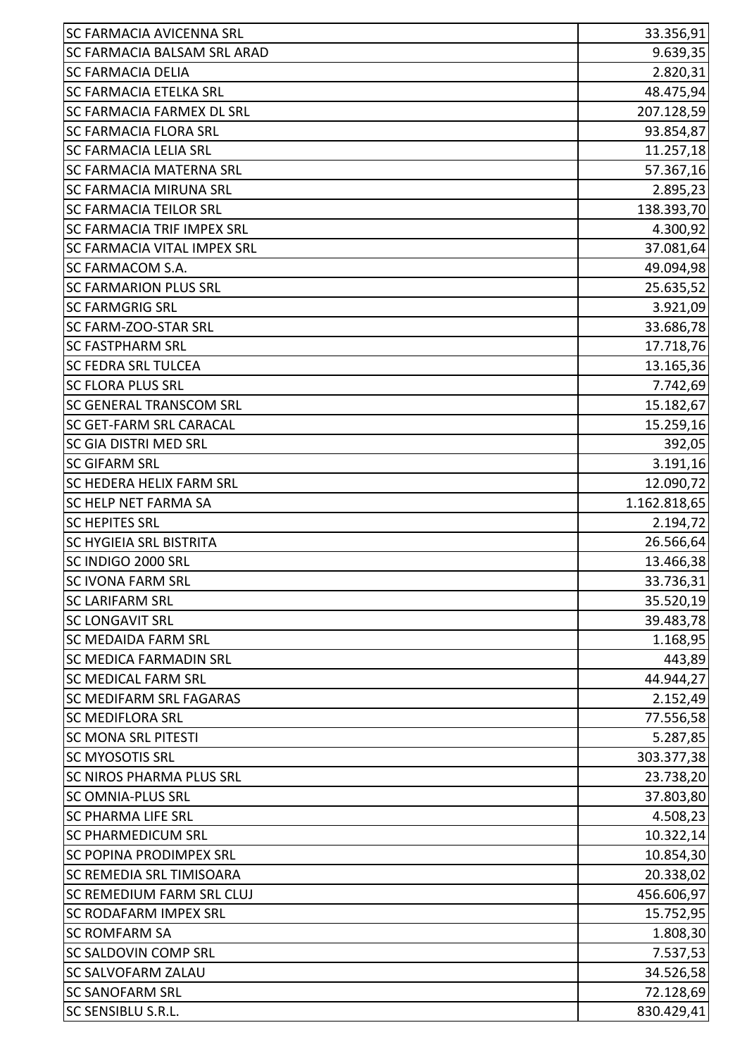| SC FARMACIA AVICENNA SRL | 33.356,91 |
|---|---|
| SC FARMACIA BALSAM SRL ARAD | 9.639,35 |
| SC FARMACIA DELIA | 2.820,31 |
| SC FARMACIA ETELKA SRL | 48.475,94 |
| SC FARMACIA FARMEX DL SRL | 207.128,59 |
| SC FARMACIA FLORA SRL | 93.854,87 |
| SC FARMACIA LELIA SRL | 11.257,18 |
| SC FARMACIA MATERNA SRL | 57.367,16 |
| SC FARMACIA MIRUNA SRL | 2.895,23 |
| SC FARMACIA TEILOR SRL | 138.393,70 |
| SC FARMACIA TRIF IMPEX SRL | 4.300,92 |
| SC FARMACIA VITAL IMPEX SRL | 37.081,64 |
| SC FARMACOM S.A. | 49.094,98 |
| SC FARMARION PLUS SRL | 25.635,52 |
| SC FARMGRIG SRL | 3.921,09 |
| SC FARM-ZOO-STAR SRL | 33.686,78 |
| SC FASTPHARM SRL | 17.718,76 |
| SC FEDRA SRL TULCEA | 13.165,36 |
| SC FLORA PLUS SRL | 7.742,69 |
| SC GENERAL TRANSCOM SRL | 15.182,67 |
| SC GET-FARM SRL CARACAL | 15.259,16 |
| SC GIA DISTRI MED SRL | 392,05 |
| SC GIFARM SRL | 3.191,16 |
| SC HEDERA HELIX FARM SRL | 12.090,72 |
| SC HELP NET FARMA SA | 1.162.818,65 |
| SC HEPITES SRL | 2.194,72 |
| SC HYGIEIA SRL BISTRITA | 26.566,64 |
| SC INDIGO 2000 SRL | 13.466,38 |
| SC IVONA FARM SRL | 33.736,31 |
| SC LARIFARM SRL | 35.520,19 |
| SC LONGAVIT SRL | 39.483,78 |
| SC MEDAIDA FARM SRL | 1.168,95 |
| SC MEDICA FARMADIN SRL | 443,89 |
| SC MEDICAL FARM SRL | 44.944,27 |
| SC MEDIFARM SRL FAGARAS | 2.152,49 |
| SC MEDIFLORA SRL | 77.556,58 |
| SC MONA SRL PITESTI | 5.287,85 |
| SC MYOSOTIS SRL | 303.377,38 |
| SC NIROS PHARMA PLUS SRL | 23.738,20 |
| SC OMNIA-PLUS SRL | 37.803,80 |
| SC PHARMA LIFE SRL | 4.508,23 |
| SC PHARMEDICUM SRL | 10.322,14 |
| SC POPINA PRODIMPEX SRL | 10.854,30 |
| SC REMEDIA SRL TIMISOARA | 20.338,02 |
| SC REMEDIUM FARM SRL CLUJ | 456.606,97 |
| SC RODAFARM IMPEX SRL | 15.752,95 |
| SC ROMFARM SA | 1.808,30 |
| SC SALDOVIN COMP SRL | 7.537,53 |
| SC SALVOFARM ZALAU | 34.526,58 |
| SC SANOFARM SRL | 72.128,69 |
| SC SENSIBLU S.R.L. | 830.429,41 |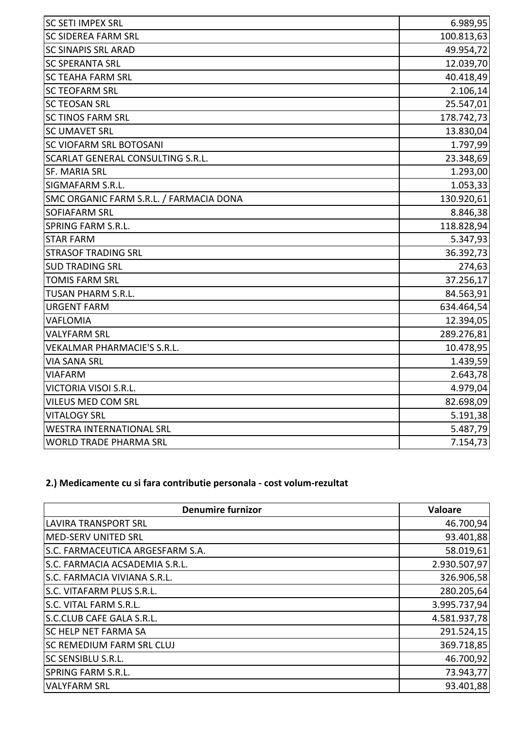| | |
|---|---:|
| SC SETI IMPEX SRL | 6.989,95 |
| SC SIDEREA FARM SRL | 100.813,63 |
| SC SINAPIS SRL ARAD | 49.954,72 |
| SC SPERANTA SRL | 12.039,70 |
| SC TEAHA FARM SRL | 40.418,49 |
| SC TEOFARM SRL | 2.106,14 |
| SC TEOSAN SRL | 25.547,01 |
| SC TINOS FARM SRL | 178.742,73 |
| SC UMAVET SRL | 13.830,04 |
| SC VIOFARM SRL BOTOSANI | 1.797,99 |
| SCARLAT GENERAL CONSULTING S.R.L. | 23.348,69 |
| SF. MARIA SRL | 1.293,00 |
| SIGMAFARM S.R.L. | 1.053,33 |
| SMC ORGANIC FARM S.R.L. / FARMACIA DONA | 130.920,61 |
| SOFIAFARM SRL | 8.846,38 |
| SPRING FARM S.R.L. | 118.828,94 |
| STAR FARM | 5.347,93 |
| STRASOF TRADING SRL | 36.392,73 |
| SUD TRADING SRL | 274,63 |
| TOMIS FARM SRL | 37.256,17 |
| TUSAN PHARM S.R.L. | 84.563,91 |
| URGENT FARM | 634.464,54 |
| VAFLOMIA | 12.394,05 |
| VALYFARM SRL | 289.276,81 |
| VEKALMAR PHARMACIE'S S.R.L. | 10.478,95 |
| VIA SANA SRL | 1.439,59 |
| VIAFARM | 2.643,78 |
| VICTORIA VISOI S.R.L. | 4.979,04 |
| VILEUS MED COM SRL | 82.698,09 |
| VITALOGY SRL | 5.191,38 |
| WESTRA INTERNATIONAL SRL | 5.487,79 |
| WORLD TRADE PHARMA SRL | 7.154,73 |

**2.) Medicamente cu si fara contributie personala - cost volum-rezultat**

| Denumire furnizor | Valoare |
|---|---:|
| LAVIRA TRANSPORT SRL | 46.700,94 |
| MED-SERV UNITED SRL | 93.401,88 |
| S.C. FARMACEUTICA ARGESFARM S.A. | 58.019,61 |
| S.C. FARMACIA ACSADEMIA S.R.L. | 2.930.507,97 |
| S.C. FARMACIA VIVIANA S.R.L. | 326.906,58 |
| S.C. VITAFARM PLUS S.R.L. | 280.205,64 |
| S.C. VITAL FARM S.R.L. | 3.995.737,94 |
| S.C.CLUB CAFE GALA S.R.L. | 4.581.937,78 |
| SC HELP NET FARMA SA | 291.524,15 |
| SC REMEDIUM FARM SRL CLUJ | 369.718,85 |
| SC SENSIBLU S.R.L. | 46.700,92 |
| SPRING FARM S.R.L. | 73.943,77 |
| VALYFARM SRL | 93.401,88 |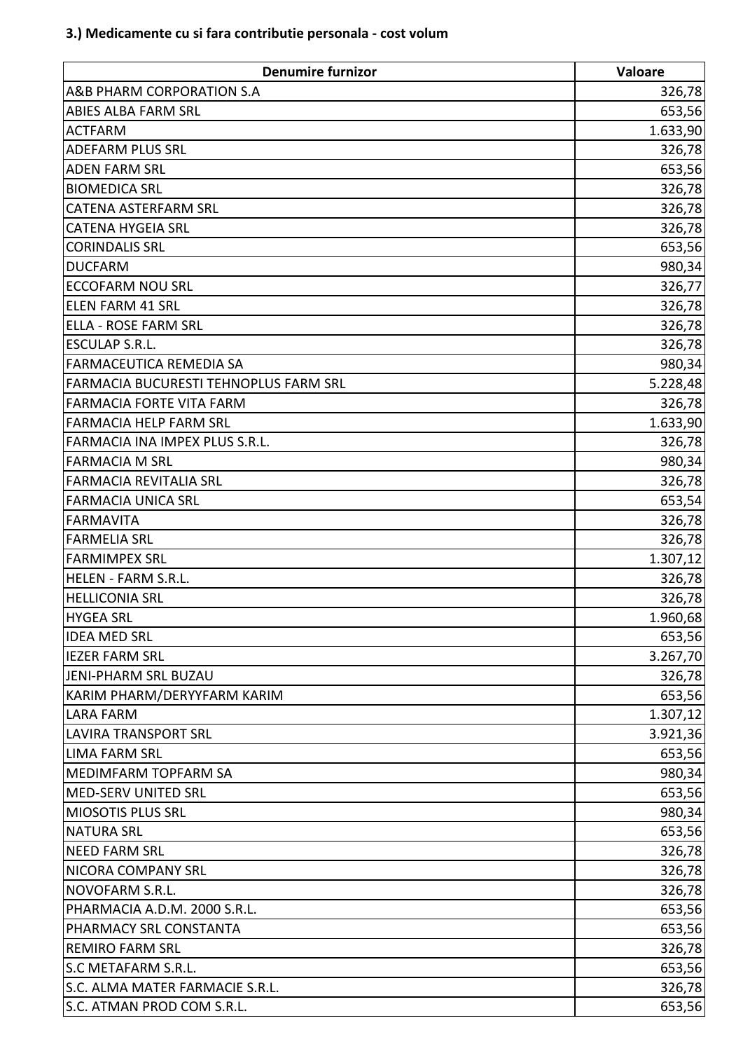### 3.) Medicamente cu si fara contributie personala - cost volum

| Denumire furnizor | Valoare |
|---|---:|
| A&B PHARM CORPORATION S.A | 326,78 |
| ABIES ALBA FARM SRL | 653,56 |
| ACTFARM | 1.633,90 |
| ADEFARM PLUS SRL | 326,78 |
| ADEN FARM SRL | 653,56 |
| BIOMEDICA SRL | 326,78 |
| CATENA ASTERFARM SRL | 326,78 |
| CATENA HYGEIA SRL | 326,78 |
| CORINDALIS SRL | 653,56 |
| DUCFARM | 980,34 |
| ECCOFARM NOU SRL | 326,77 |
| ELEN FARM 41 SRL | 326,78 |
| ELLA - ROSE FARM SRL | 326,78 |
| ESCULAP S.R.L. | 326,78 |
| FARMACEUTICA REMEDIA SA | 980,34 |
| FARMACIA BUCURESTI TEHNOPLUS FARM SRL | 5.228,48 |
| FARMACIA FORTE VITA FARM | 326,78 |
| FARMACIA HELP FARM SRL | 1.633,90 |
| FARMACIA INA IMPEX PLUS S.R.L. | 326,78 |
| FARMACIA M SRL | 980,34 |
| FARMACIA REVITALIA SRL | 326,78 |
| FARMACIA UNICA SRL | 653,54 |
| FARMAVITA | 326,78 |
| FARMELIA SRL | 326,78 |
| FARMIMPEX SRL | 1.307,12 |
| HELEN - FARM S.R.L. | 326,78 |
| HELLICONIA SRL | 326,78 |
| HYGEA SRL | 1.960,68 |
| IDEA MED SRL | 653,56 |
| IEZER FARM SRL | 3.267,70 |
| JENI-PHARM SRL BUZAU | 326,78 |
| KARIM PHARM/DERYYFARM KARIM | 653,56 |
| LARA FARM | 1.307,12 |
| LAVIRA TRANSPORT SRL | 3.921,36 |
| LIMA FARM SRL | 653,56 |
| MEDIMFARM TOPFARM SA | 980,34 |
| MED-SERV UNITED SRL | 653,56 |
| MIOSOTIS PLUS SRL | 980,34 |
| NATURA SRL | 653,56 |
| NEED FARM SRL | 326,78 |
| NICORA COMPANY SRL | 326,78 |
| NOVOFARM S.R.L. | 326,78 |
| PHARMACIA A.D.M. 2000 S.R.L. | 653,56 |
| PHARMACY SRL CONSTANTA | 653,56 |
| REMIRO FARM SRL | 326,78 |
| S.C METAFARM S.R.L. | 653,56 |
| S.C. ALMA MATER FARMACIE S.R.L. | 326,78 |
| S.C. ATMAN PROD COM S.R.L. | 653,56 |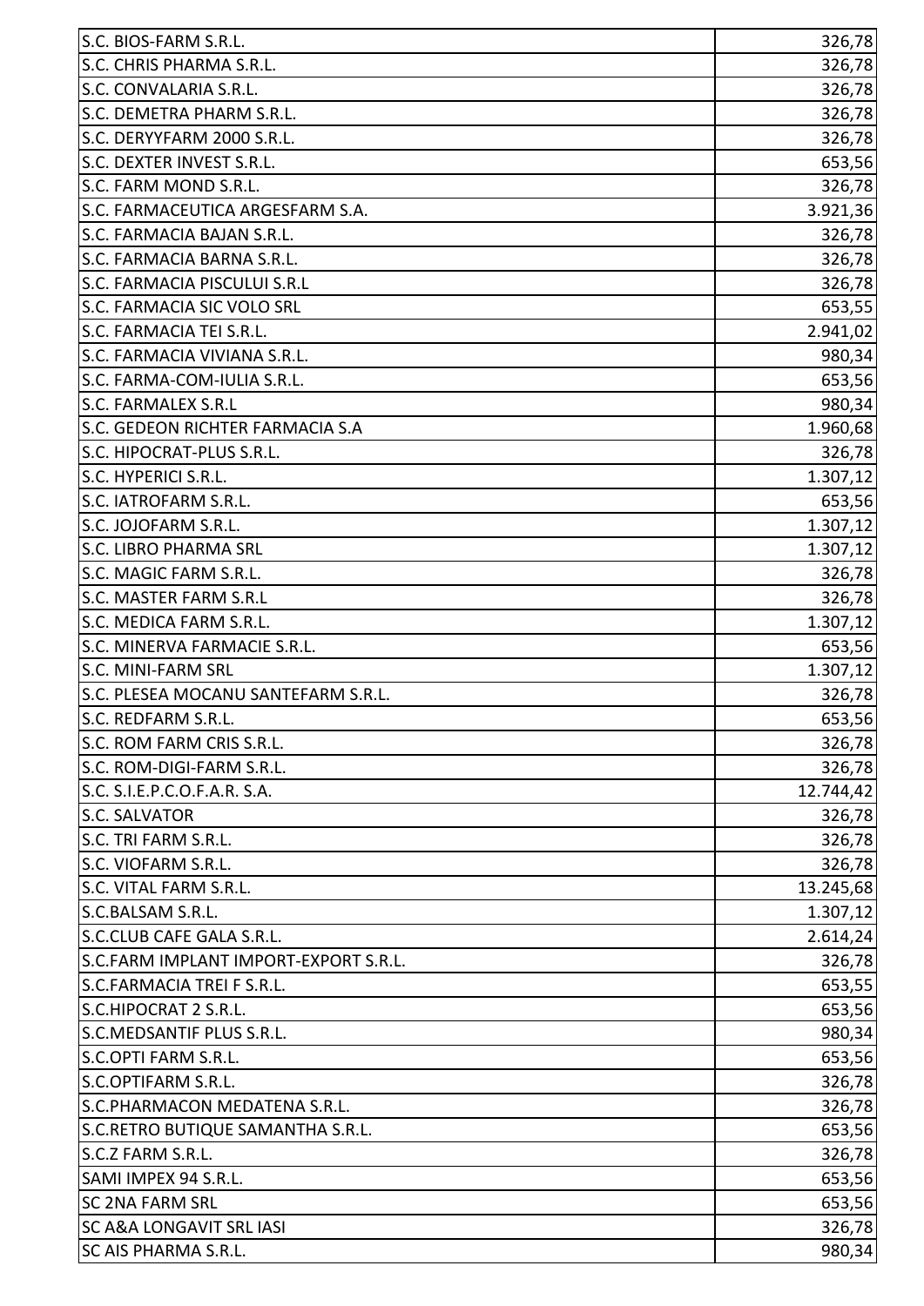| S.C. BIOS-FARM S.R.L. | 326,78 |
|---|---|
| S.C. CHRIS PHARMA S.R.L. | 326,78 |
| S.C. CONVALARIA S.R.L. | 326,78 |
| S.C. DEMETRA PHARM S.R.L. | 326,78 |
| S.C. DERYYFARM 2000 S.R.L. | 326,78 |
| S.C. DEXTER INVEST S.R.L. | 653,56 |
| S.C. FARM MOND S.R.L. | 326,78 |
| S.C. FARMACEUTICA ARGESFARM S.A. | 3.921,36 |
| S.C. FARMACIA BAJAN S.R.L. | 326,78 |
| S.C. FARMACIA BARNA S.R.L. | 326,78 |
| S.C. FARMACIA PISCULUI S.R.L | 326,78 |
| S.C. FARMACIA SIC VOLO SRL | 653,55 |
| S.C. FARMACIA TEI S.R.L. | 2.941,02 |
| S.C. FARMACIA VIVIANA S.R.L. | 980,34 |
| S.C. FARMA-COM-IULIA S.R.L. | 653,56 |
| S.C. FARMALEX S.R.L | 980,34 |
| S.C. GEDEON RICHTER FARMACIA S.A | 1.960,68 |
| S.C. HIPOCRAT-PLUS S.R.L. | 326,78 |
| S.C. HYPERICI S.R.L. | 1.307,12 |
| S.C. IATROFARM S.R.L. | 653,56 |
| S.C. JOJOFARM S.R.L. | 1.307,12 |
| S.C. LIBRO PHARMA SRL | 1.307,12 |
| S.C. MAGIC FARM S.R.L. | 326,78 |
| S.C. MASTER FARM S.R.L | 326,78 |
| S.C. MEDICA FARM S.R.L. | 1.307,12 |
| S.C. MINERVA FARMACIE S.R.L. | 653,56 |
| S.C. MINI-FARM SRL | 1.307,12 |
| S.C. PLESEA MOCANU SANTEFARM S.R.L. | 326,78 |
| S.C. REDFARM S.R.L. | 653,56 |
| S.C. ROM FARM CRIS S.R.L. | 326,78 |
| S.C. ROM-DIGI-FARM S.R.L. | 326,78 |
| S.C. S.I.E.P.C.O.F.A.R. S.A. | 12.744,42 |
| S.C. SALVATOR | 326,78 |
| S.C. TRI FARM S.R.L. | 326,78 |
| S.C. VIOFARM S.R.L. | 326,78 |
| S.C. VITAL FARM S.R.L. | 13.245,68 |
| S.C.BALSAM S.R.L. | 1.307,12 |
| S.C.CLUB CAFE GALA S.R.L. | 2.614,24 |
| S.C.FARM IMPLANT IMPORT-EXPORT S.R.L. | 326,78 |
| S.C.FARMACIA TREI F S.R.L. | 653,55 |
| S.C.HIPOCRAT 2 S.R.L. | 653,56 |
| S.C.MEDSANTIF PLUS S.R.L. | 980,34 |
| S.C.OPTI FARM S.R.L. | 653,56 |
| S.C.OPTIFARM S.R.L. | 326,78 |
| S.C.PHARMACON MEDATENA S.R.L. | 326,78 |
| S.C.RETRO BUTIQUE SAMANTHA S.R.L. | 653,56 |
| S.C.Z FARM S.R.L. | 326,78 |
| SAMI IMPEX 94 S.R.L. | 653,56 |
| SC 2NA FARM SRL | 653,56 |
| SC A&A LONGAVIT SRL IASI | 326,78 |
| SC AIS PHARMA S.R.L. | 980,34 |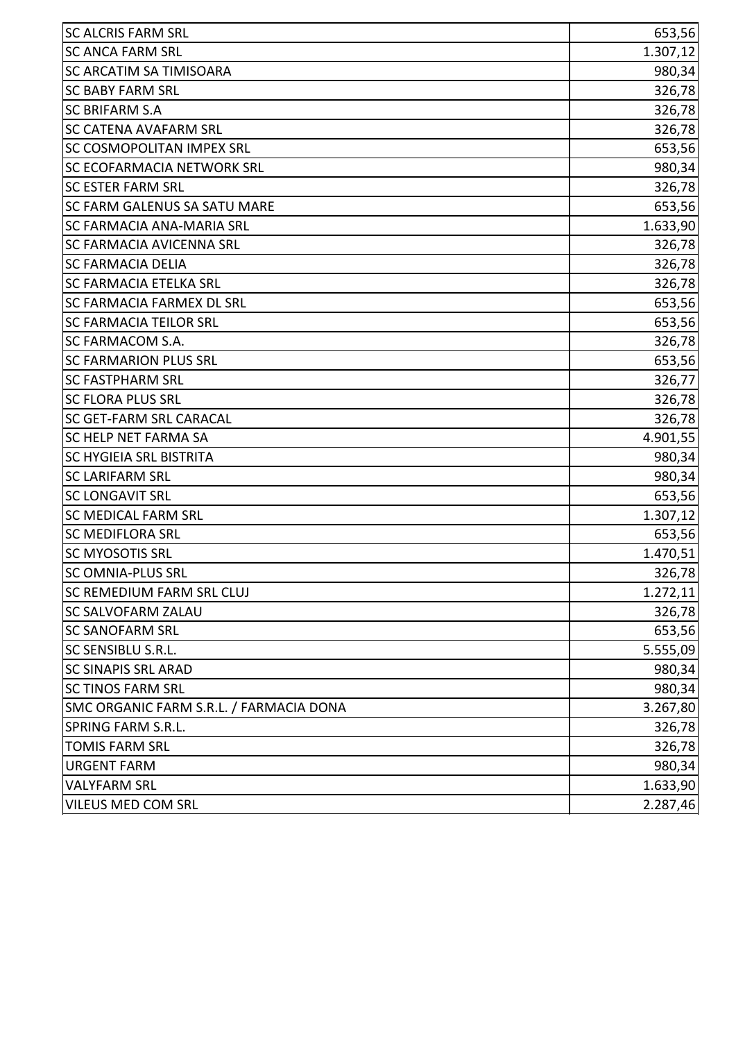| | |
|---|---|
| SC ALCRIS FARM SRL | 653,56 |
| SC ANCA FARM SRL | 1.307,12 |
| SC ARCATIM SA TIMISOARA | 980,34 |
| SC BABY FARM SRL | 326,78 |
| SC BRIFARM S.A | 326,78 |
| SC CATENA AVAFARM SRL | 326,78 |
| SC COSMOPOLITAN IMPEX SRL | 653,56 |
| SC ECOFARMACIA NETWORK SRL | 980,34 |
| SC ESTER FARM SRL | 326,78 |
| SC FARM GALENUS SA SATU MARE | 653,56 |
| SC FARMACIA ANA-MARIA SRL | 1.633,90 |
| SC FARMACIA AVICENNA SRL | 326,78 |
| SC FARMACIA DELIA | 326,78 |
| SC FARMACIA ETELKA SRL | 326,78 |
| SC FARMACIA FARMEX DL SRL | 653,56 |
| SC FARMACIA TEILOR SRL | 653,56 |
| SC FARMACOM S.A. | 326,78 |
| SC FARMARION PLUS SRL | 653,56 |
| SC FASTPHARM SRL | 326,77 |
| SC FLORA PLUS SRL | 326,78 |
| SC GET-FARM SRL CARACAL | 326,78 |
| SC HELP NET FARMA SA | 4.901,55 |
| SC HYGIEIA SRL BISTRITA | 980,34 |
| SC LARIFARM SRL | 980,34 |
| SC LONGAVIT SRL | 653,56 |
| SC MEDICAL FARM SRL | 1.307,12 |
| SC MEDIFLORA SRL | 653,56 |
| SC MYOSOTIS SRL | 1.470,51 |
| SC OMNIA-PLUS SRL | 326,78 |
| SC REMEDIUM FARM SRL CLUJ | 1.272,11 |
| SC SALVOFARM ZALAU | 326,78 |
| SC SANOFARM SRL | 653,56 |
| SC SENSIBLU S.R.L. | 5.555,09 |
| SC SINAPIS SRL ARAD | 980,34 |
| SC TINOS FARM SRL | 980,34 |
| SMC ORGANIC FARM S.R.L. / FARMACIA DONA | 3.267,80 |
| SPRING FARM S.R.L. | 326,78 |
| TOMIS FARM SRL | 326,78 |
| URGENT FARM | 980,34 |
| VALYFARM SRL | 1.633,90 |
| VILEUS MED COM SRL | 2.287,46 |